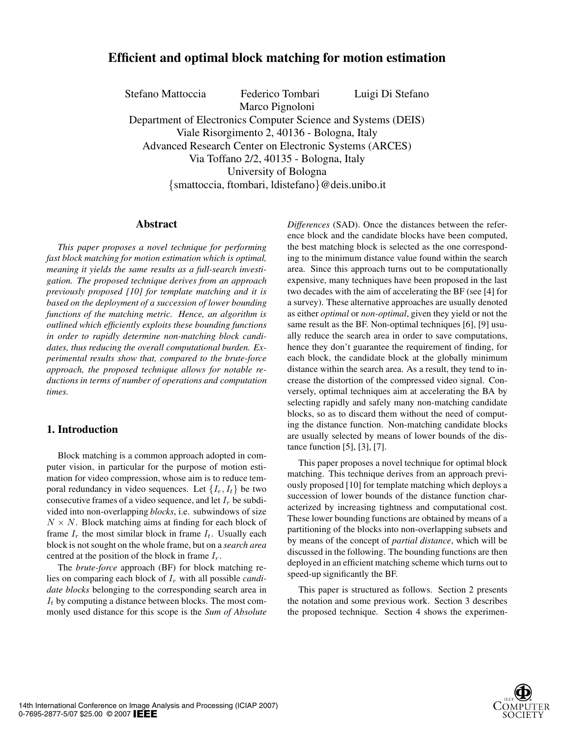# Efficient and optimal block matching for motion estimation

Stefano Mattoccia  Federico Tombari  Luigi Di Stefano
Marco Pignoloni

Department of Electronics Computer Science and Systems (DEIS)
Viale Risorgimento 2, 40136 - Bologna, Italy
Advanced Research Center on Electronic Systems (ARCES)
Via Toffano 2/2, 40135 - Bologna, Italy
University of Bologna
{smattoccia, ftombari, ldistefano}@deis.unibo.it

## Abstract

*This paper proposes a novel technique for performing fast block matching for motion estimation which is optimal, meaning it yields the same results as a full-search investigation. The proposed technique derives from an approach previously proposed [10] for template matching and it is based on the deployment of a succession of lower bounding functions of the matching metric. Hence, an algorithm is outlined which efficiently exploits these bounding functions in order to rapidly determine non-matching block candidates, thus reducing the overall computational burden. Experimental results show that, compared to the brute-force approach, the proposed technique allows for notable reductions in terms of number of operations and computation times.*

## 1. Introduction

Block matching is a common approach adopted in computer vision, in particular for the purpose of motion estimation for video compression, whose aim is to reduce temporal redundancy in video sequences. Let $\{I_r, I_t\}$ be two consecutive frames of a video sequence, and let $I_r$ be subdivided into non-overlapping *blocks*, i.e. subwindows of size $N \times N$. Block matching aims at finding for each block of frame $I_r$ the most similar block in frame $I_t$. Usually each block is not sought on the whole frame, but on a *search area* centred at the position of the block in frame $I_r$.

The *brute-force* approach (BF) for block matching relies on comparing each block of $I_r$ with all possible *candidate blocks* belonging to the corresponding search area in $I_t$ by computing a distance between blocks. The most commonly used distance for this scope is the *Sum of Absolute Differences* (SAD). Once the distances between the reference block and the candidate blocks have been computed, the best matching block is selected as the one corresponding to the minimum distance value found within the search area. Since this approach turns out to be computationally expensive, many techniques have been proposed in the last two decades with the aim of accelerating the BF (see [4] for a survey). These alternative approaches are usually denoted as either *optimal* or *non-optimal*, given they yield or not the same result as the BF. Non-optimal techniques [6], [9] usually reduce the search area in order to save computations, hence they don't guarantee the requirement of finding, for each block, the candidate block at the globally minimum distance within the search area. As a result, they tend to increase the distortion of the compressed video signal. Conversely, optimal techniques aim at accelerating the BA by selecting rapidly and safely many non-matching candidate blocks, so as to discard them without the need of computing the distance function. Non-matching candidate blocks are usually selected by means of lower bounds of the distance function [5], [3], [7].

This paper proposes a novel technique for optimal block matching. This technique derives from an approach previously proposed [10] for template matching which deploys a succession of lower bounds of the distance function characterized by increasing tightness and computational cost. These lower bounding functions are obtained by means of a partitioning of the blocks into non-overlapping subsets and by means of the concept of *partial distance*, which will be discussed in the following. The bounding functions are then deployed in an efficient matching scheme which turns out to speed-up significantly the BF.

This paper is structured as follows. Section 2 presents the notation and some previous work. Section 3 describes the proposed technique. Section 4 shows the experimen-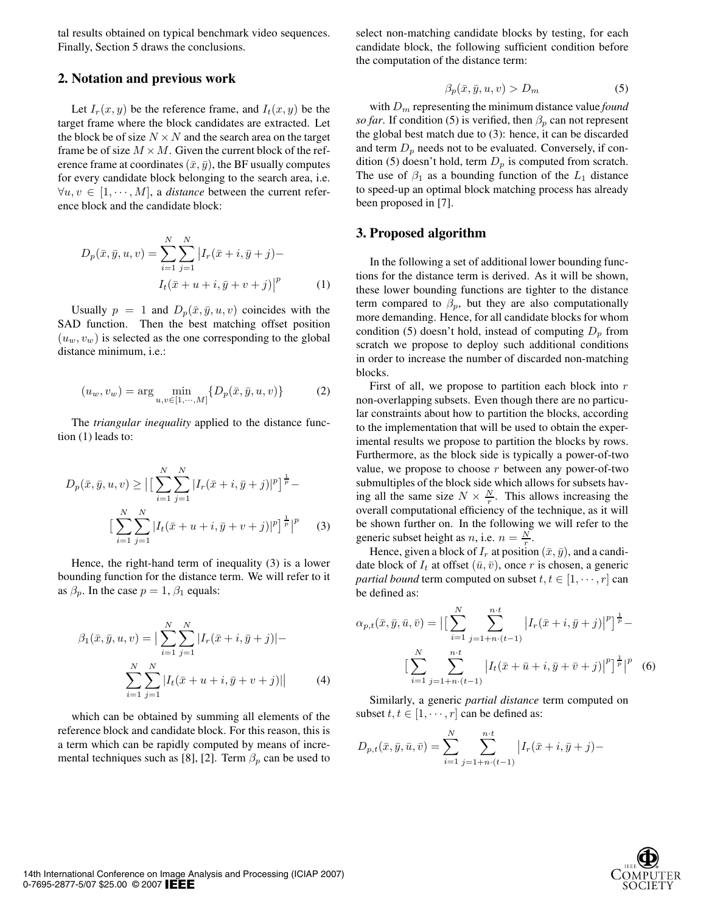tal results obtained on typical benchmark video sequences. Finally, Section 5 draws the conclusions.

## 2. Notation and previous work

Let $I_r(x, y)$ be the reference frame, and $I_t(x, y)$ be the target frame where the block candidates are extracted. Let the block be of size $N \times N$ and the search area on the target frame be of size $M \times M$. Given the current block of the reference frame at coordinates $(\bar{x}, \bar{y})$, the BF usually computes for every candidate block belonging to the search area, i.e. $\forall u, v \in [1, \cdots, M]$, a *distance* between the current reference block and the candidate block:

$$D_p(\bar{x}, \bar{y}, u, v) = \sum_{i=1}^{N} \sum_{j=1}^{N} \left| I_r(\bar{x} + i, \bar{y} + j) - I_t(\bar{x} + u + i, \bar{y} + v + j) \right|^p \quad (1)$$

Usually $p = 1$ and $D_p(\bar{x}, \bar{y}, u, v)$ coincides with the SAD function. Then the best matching offset position $(u_w, v_w)$ is selected as the one corresponding to the global distance minimum, i.e.:

$$(u_w, v_w) = \arg \min_{u,v \in [1,\cdots,M]} \{D_p(\bar{x}, \bar{y}, u, v)\} \quad (2)$$

The *triangular inequality* applied to the distance function (1) leads to:

$$D_p(\bar{x}, \bar{y}, u, v) \geq \Big| \Big[ \sum_{i=1}^{N} \sum_{j=1}^{N} |I_r(\bar{x} + i, \bar{y} + j)|^p \Big]^{\frac{1}{p}} - \Big[ \sum_{i=1}^{N} \sum_{j=1}^{N} |I_t(\bar{x} + u + i, \bar{y} + v + j)|^p \Big]^{\frac{1}{p}} \Big|^p \quad (3)$$

Hence, the right-hand term of inequality (3) is a lower bounding function for the distance term. We will refer to it as $\beta_p$. In the case $p = 1$, $\beta_1$ equals:

$$\beta_1(\bar{x}, \bar{y}, u, v) = \Big| \sum_{i=1}^{N} \sum_{j=1}^{N} |I_r(\bar{x} + i, \bar{y} + j)| - \sum_{i=1}^{N} \sum_{j=1}^{N} |I_t(\bar{x} + u + i, \bar{y} + v + j)| \Big| \quad (4)$$

which can be obtained by summing all elements of the reference block and candidate block. For this reason, this is a term which can be rapidly computed by means of incremental techniques such as [8], [2]. Term $\beta_p$ can be used to select non-matching candidate blocks by testing, for each candidate block, the following sufficient condition before the computation of the distance term:

$$\beta_p(\bar{x}, \bar{y}, u, v) > D_m \quad (5)$$

with $D_m$ representing the minimum distance value *found so far*. If condition (5) is verified, then $\beta_p$ can not represent the global best match due to (3): hence, it can be discarded and term $D_p$ needs not to be evaluated. Conversely, if condition (5) doesn't hold, term $D_p$ is computed from scratch. The use of $\beta_1$ as a bounding function of the $L_1$ distance to speed-up an optimal block matching process has already been proposed in [7].

## 3. Proposed algorithm

In the following a set of additional lower bounding functions for the distance term is derived. As it will be shown, these lower bounding functions are tighter to the distance term compared to $\beta_p$, but they are also computationally more demanding. Hence, for all candidate blocks for whom condition (5) doesn't hold, instead of computing $D_p$ from scratch we propose to deploy such additional conditions in order to increase the number of discarded non-matching blocks.

First of all, we propose to partition each block into $r$ non-overlapping subsets. Even though there are no particular constraints about how to partition the blocks, according to the implementation that will be used to obtain the experimental results we propose to partition the blocks by rows. Furthermore, as the block side is typically a power-of-two value, we propose to choose $r$ between any power-of-two submultiples of the block side which allows for subsets having all the same size $N \times \frac{N}{r}$. This allows increasing the overall computational efficiency of the technique, as it will be shown further on. In the following we will refer to the generic subset height as $n$, i.e. $n = \frac{N}{r}$.

Hence, given a block of $I_r$ at position $(\bar{x}, \bar{y})$, and a candidate block of $I_t$ at offset $(\bar{u}, \bar{v})$, once $r$ is chosen, a generic *partial bound* term computed on subset $t, t \in [1, \cdots, r]$ can be defined as:

$$\alpha_{p,t}(\bar{x}, \bar{y}, \bar{u}, \bar{v}) = \Big| \Big[ \sum_{i=1}^{N} \sum_{j=1+n\cdot(t-1)}^{n\cdot t} \left| I_r(\bar{x} + i, \bar{y} + j) \right|^p \Big]^{\frac{1}{p}} - \Big[ \sum_{i=1}^{N} \sum_{j=1+n\cdot(t-1)}^{n\cdot t} \left| I_t(\bar{x} + \bar{u} + i, \bar{y} + \bar{v} + j) \right|^p \Big]^{\frac{1}{p}} \Big|^p \quad (6)$$

Similarly, a generic *partial distance* term computed on subset $t, t \in [1, \cdots, r]$ can be defined as:

$$D_{p,t}(\bar{x}, \bar{y}, \bar{u}, \bar{v}) = \sum_{i=1}^{N} \sum_{j=1+n\cdot(t-1)}^{n\cdot t} \left| I_r(\bar{x} + i, \bar{y} + j) - \right.$$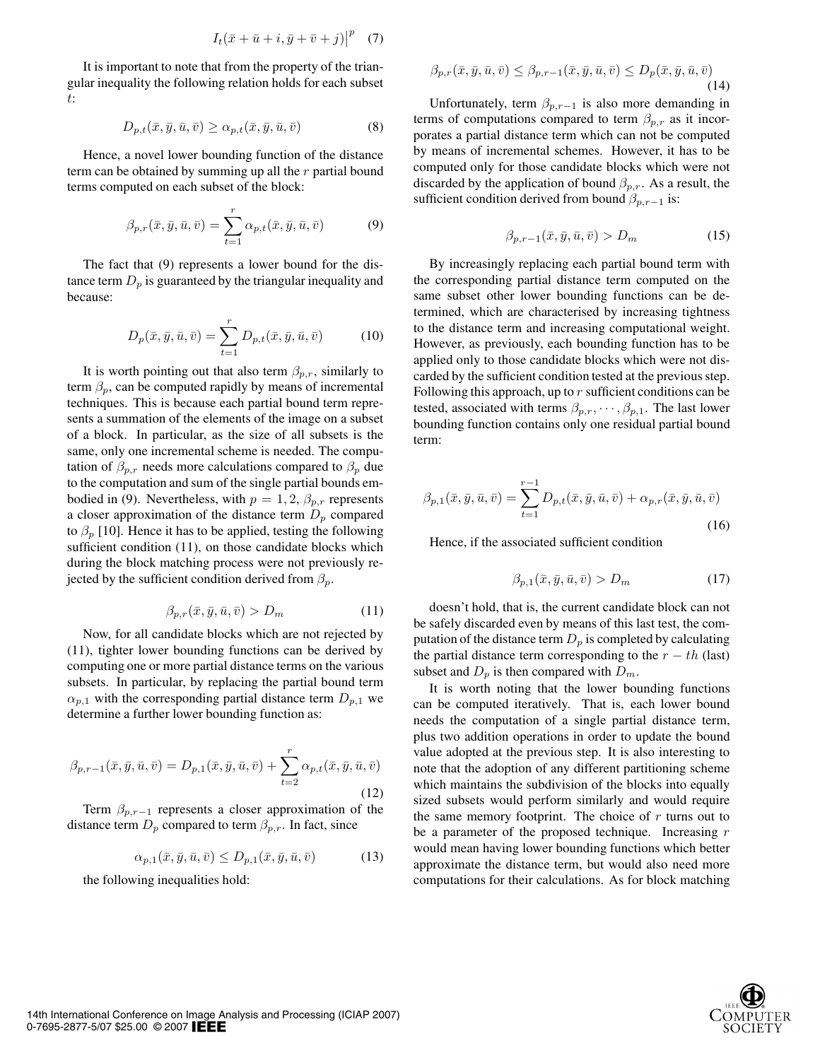$$I_t(\bar{x} + \bar{u} + i, \bar{y} + \bar{v} + j)\Big|^p \quad (7)$$

It is important to note that from the property of the triangular inequality the following relation holds for each subset $t$:

$$D_{p,t}(\bar{x}, \bar{y}, \bar{u}, \bar{v}) \geq \alpha_{p,t}(\bar{x}, \bar{y}, \bar{u}, \bar{v}) \quad (8)$$

Hence, a novel lower bounding function of the distance term can be obtained by summing up all the $r$ partial bound terms computed on each subset of the block:

$$\beta_{p,r}(\bar{x}, \bar{y}, \bar{u}, \bar{v}) = \sum_{t=1}^{r} \alpha_{p,t}(\bar{x}, \bar{y}, \bar{u}, \bar{v}) \quad (9)$$

The fact that (9) represents a lower bound for the distance term $D_p$ is guaranteed by the triangular inequality and because:

$$D_p(\bar{x}, \bar{y}, \bar{u}, \bar{v}) = \sum_{t=1}^{r} D_{p,t}(\bar{x}, \bar{y}, \bar{u}, \bar{v}) \quad (10)$$

It is worth pointing out that also term $\beta_{p,r}$, similarly to term $\beta_p$, can be computed rapidly by means of incremental techniques. This is because each partial bound term represents a summation of the elements of the image on a subset of a block. In particular, as the size of all subsets is the same, only one incremental scheme is needed. The computation of $\beta_{p,r}$ needs more calculations compared to $\beta_p$ due to the computation and sum of the single partial bounds embodied in (9). Nevertheless, with $p = 1, 2$, $\beta_{p,r}$ represents a closer approximation of the distance term $D_p$ compared to $\beta_p$ [10]. Hence it has to be applied, testing the following sufficient condition (11), on those candidate blocks which during the block matching process were not previously rejected by the sufficient condition derived from $\beta_p$.

$$\beta_{p,r}(\bar{x}, \bar{y}, \bar{u}, \bar{v}) > D_m \quad (11)$$

Now, for all candidate blocks which are not rejected by (11), tighter lower bounding functions can be derived by computing one or more partial distance terms on the various subsets. In particular, by replacing the partial bound term $\alpha_{p,1}$ with the corresponding partial distance term $D_{p,1}$ we determine a further lower bounding function as:

$$\beta_{p,r-1}(\bar{x}, \bar{y}, \bar{u}, \bar{v}) = D_{p,1}(\bar{x}, \bar{y}, \bar{u}, \bar{v}) + \sum_{t=2}^{r} \alpha_{p,t}(\bar{x}, \bar{y}, \bar{u}, \bar{v}) \quad (12)$$

Term $\beta_{p,r-1}$ represents a closer approximation of the distance term $D_p$ compared to term $\beta_{p,r}$. In fact, since

$$\alpha_{p,1}(\bar{x}, \bar{y}, \bar{u}, \bar{v}) \leq D_{p,1}(\bar{x}, \bar{y}, \bar{u}, \bar{v}) \quad (13)$$

the following inequalities hold:

$$\beta_{p,r}(\bar{x}, \bar{y}, \bar{u}, \bar{v}) \leq \beta_{p,r-1}(\bar{x}, \bar{y}, \bar{u}, \bar{v}) \leq D_p(\bar{x}, \bar{y}, \bar{u}, \bar{v}) \quad (14)$$

Unfortunately, term $\beta_{p,r-1}$ is also more demanding in terms of computations compared to term $\beta_{p,r}$ as it incorporates a partial distance term which can not be computed by means of incremental schemes. However, it has to be computed only for those candidate blocks which were not discarded by the application of bound $\beta_{p,r}$. As a result, the sufficient condition derived from bound $\beta_{p,r-1}$ is:

$$\beta_{p,r-1}(\bar{x}, \bar{y}, \bar{u}, \bar{v}) > D_m \quad (15)$$

By increasingly replacing each partial bound term with the corresponding partial distance term computed on the same subset other lower bounding functions can be determined, which are characterised by increasing tightness to the distance term and increasing computational weight. However, as previously, each bounding function has to be applied only to those candidate blocks which were not discarded by the sufficient condition tested at the previous step. Following this approach, up to $r$ sufficient conditions can be tested, associated with terms $\beta_{p,r}, \cdots, \beta_{p,1}$. The last lower bounding function contains only one residual partial bound term:

$$\beta_{p,1}(\bar{x}, \bar{y}, \bar{u}, \bar{v}) = \sum_{t=1}^{r-1} D_{p,t}(\bar{x}, \bar{y}, \bar{u}, \bar{v}) + \alpha_{p,r}(\bar{x}, \bar{y}, \bar{u}, \bar{v}) \quad (16)$$

Hence, if the associated sufficient condition

$$\beta_{p,1}(\bar{x}, \bar{y}, \bar{u}, \bar{v}) > D_m \quad (17)$$

doesn't hold, that is, the current candidate block can not be safely discarded even by means of this last test, the computation of the distance term $D_p$ is completed by calculating the partial distance term corresponding to the $r-th$ (last) subset and $D_p$ is then compared with $D_m$.

It is worth noting that the lower bounding functions can be computed iteratively. That is, each lower bound needs the computation of a single partial distance term, plus two addition operations in order to update the bound value adopted at the previous step. It is also interesting to note that the adoption of any different partitioning scheme which maintains the subdivision of the blocks into equally sized subsets would perform similarly and would require the same memory footprint. The choice of $r$ turns out to be a parameter of the proposed technique. Increasing $r$ would mean having lower bounding functions which better approximate the distance term, but would also need more computations for their calculations. As for block matching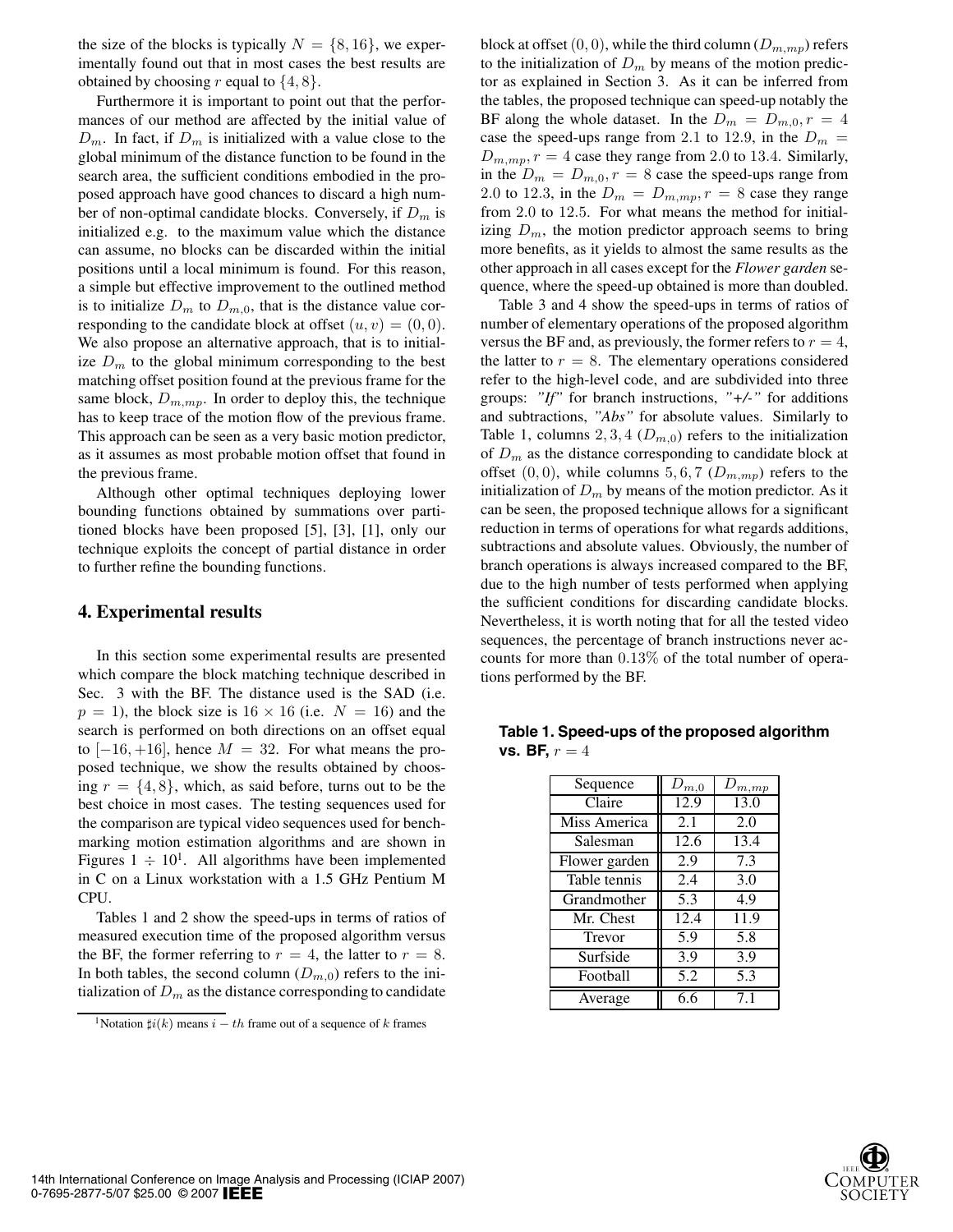the size of the blocks is typically $N = \{8, 16\}$, we experimentally found out that in most cases the best results are obtained by choosing $r$ equal to $\{4, 8\}$.

Furthermore it is important to point out that the performances of our method are affected by the initial value of $D_m$. In fact, if $D_m$ is initialized with a value close to the global minimum of the distance function to be found in the search area, the sufficient conditions embodied in the proposed approach have good chances to discard a high number of non-optimal candidate blocks. Conversely, if $D_m$ is initialized e.g. to the maximum value which the distance can assume, no blocks can be discarded within the initial positions until a local minimum is found. For this reason, a simple but effective improvement to the outlined method is to initialize $D_m$ to $D_{m,0}$, that is the distance value corresponding to the candidate block at offset $(u, v) = (0, 0)$. We also propose an alternative approach, that is to initialize $D_m$ to the global minimum corresponding to the best matching offset position found at the previous frame for the same block, $D_{m,mp}$. In order to deploy this, the technique has to keep trace of the motion flow of the previous frame. This approach can be seen as a very basic motion predictor, as it assumes as most probable motion offset that found in the previous frame.

Although other optimal techniques deploying lower bounding functions obtained by summations over partitioned blocks have been proposed [5], [3], [1], only our technique exploits the concept of partial distance in order to further refine the bounding functions.

## 4. Experimental results

In this section some experimental results are presented which compare the block matching technique described in Sec. 3 with the BF. The distance used is the SAD (i.e. $p = 1$), the block size is $16 \times 16$ (i.e. $N = 16$) and the search is performed on both directions on an offset equal to $[-16, +16]$, hence $M = 32$. For what means the proposed technique, we show the results obtained by choosing $r = \{4, 8\}$, which, as said before, turns out to be the best choice in most cases. The testing sequences used for the comparison are typical video sequences used for benchmarking motion estimation algorithms and are shown in Figures $1 \div 10$[1]. All algorithms have been implemented in C on a Linux workstation with a 1.5 GHz Pentium M CPU.

Tables 1 and 2 show the speed-ups in terms of ratios of measured execution time of the proposed algorithm versus the BF, the former referring to $r = 4$, the latter to $r = 8$. In both tables, the second column ($D_{m,0}$) refers to the initialization of $D_m$ as the distance corresponding to candidate block at offset $(0, 0)$, while the third column ($D_{m,mp}$) refers to the initialization of $D_m$ by means of the motion predictor as explained in Section 3. As it can be inferred from the tables, the proposed technique can speed-up notably the BF along the whole dataset. In the $D_m = D_{m,0}, r = 4$ case the speed-ups range from 2.1 to 12.9, in the $D_m = D_{m,mp}, r = 4$ case they range from 2.0 to 13.4. Similarly, in the $D_m = D_{m,0}, r = 8$ case the speed-ups range from 2.0 to 12.3, in the $D_m = D_{m,mp}, r = 8$ case they range from 2.0 to 12.5. For what means the method for initializing $D_m$, the motion predictor approach seems to bring more benefits, as it yields to almost the same results as the other approach in all cases except for the *Flower garden* sequence, where the speed-up obtained is more than doubled.

Table 3 and 4 show the speed-ups in terms of ratios of number of elementary operations of the proposed algorithm versus the BF and, as previously, the former refers to $r = 4$, the latter to $r = 8$. The elementary operations considered refer to the high-level code, and are subdivided into three groups: *"If"* for branch instructions, *"+/-"* for additions and subtractions, *"Abs"* for absolute values. Similarly to Table 1, columns $2, 3, 4$ ($D_{m,0}$) refers to the initialization of $D_m$ as the distance corresponding to candidate block at offset $(0, 0)$, while columns $5, 6, 7$ ($D_{m,mp}$) refers to the initialization of $D_m$ by means of the motion predictor. As it can be seen, the proposed technique allows for a significant reduction in terms of operations for what regards additions, subtractions and absolute values. Obviously, the number of branch operations is always increased compared to the BF, due to the high number of tests performed when applying the sufficient conditions for discarding candidate blocks. Nevertheless, it is worth noting that for all the tested video sequences, the percentage of branch instructions never accounts for more than $0.13\%$ of the total number of operations performed by the BF.

**Table 1. Speed-ups of the proposed algorithm vs. BF, $r = 4$**

| Sequence | $D_{m,0}$ | $D_{m,mp}$ |
|---|---|---|
| Claire | 12.9 | 13.0 |
| Miss America | 2.1 | 2.0 |
| Salesman | 12.6 | 13.4 |
| Flower garden | 2.9 | 7.3 |
| Table tennis | 2.4 | 3.0 |
| Grandmother | 5.3 | 4.9 |
| Mr. Chest | 12.4 | 11.9 |
| Trevor | 5.9 | 5.8 |
| Surfside | 3.9 | 3.9 |
| Football | 5.2 | 5.3 |
| Average | 6.6 | 7.1 |

[1] Notation $\sharp i(k)$ means $i-th$ frame out of a sequence of $k$ frames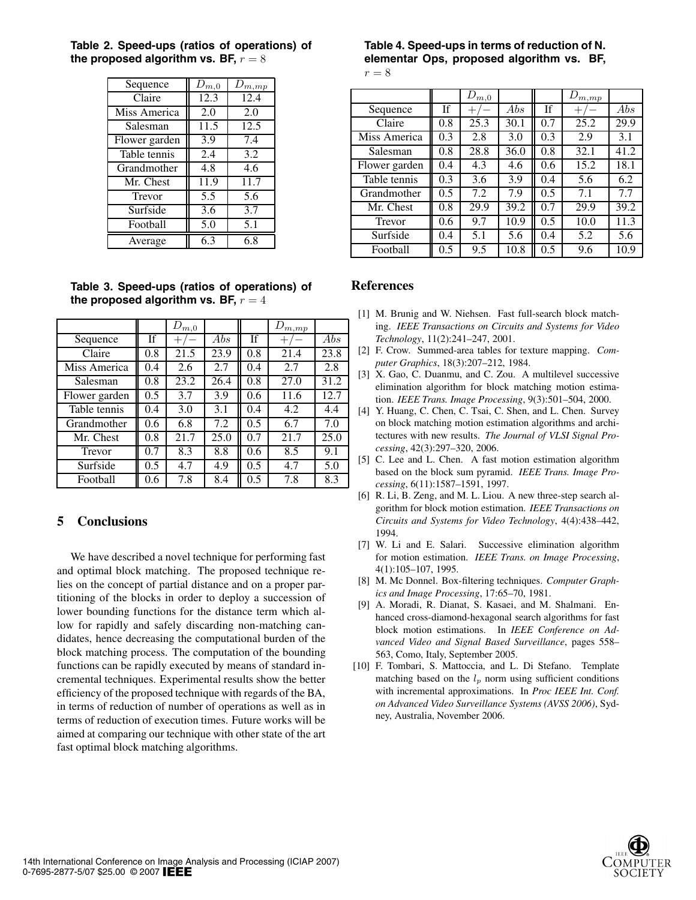**Table 2. Speed-ups (ratios of operations) of the proposed algorithm vs. BF, $r = 8$**

| Sequence | $D_{m,0}$ | $D_{m,mp}$ |
|---|---|---|
| Claire | 12.3 | 12.4 |
| Miss America | 2.0 | 2.0 |
| Salesman | 11.5 | 12.5 |
| Flower garden | 3.9 | 7.4 |
| Table tennis | 2.4 | 3.2 |
| Grandmother | 4.8 | 4.6 |
| Mr. Chest | 11.9 | 11.7 |
| Trevor | 5.5 | 5.6 |
| Surfside | 3.6 | 3.7 |
| Football | 5.0 | 5.1 |
| Average | 6.3 | 6.8 |

**Table 3. Speed-ups (ratios of operations) of the proposed algorithm vs. BF, $r = 4$**

| | | $D_{m,0}$ | | | $D_{m,mp}$ | |
|---|---|---|---|---|---|---|
| Sequence | If | $+/-$ | $Abs$ | If | $+/-$ | $Abs$ |
| Claire | 0.8 | 21.5 | 23.9 | 0.8 | 21.4 | 23.8 |
| Miss America | 0.4 | 2.6 | 2.7 | 0.4 | 2.7 | 2.8 |
| Salesman | 0.8 | 23.2 | 26.4 | 0.8 | 27.0 | 31.2 |
| Flower garden | 0.5 | 3.7 | 3.9 | 0.6 | 11.6 | 12.7 |
| Table tennis | 0.4 | 3.0 | 3.1 | 0.4 | 4.2 | 4.4 |
| Grandmother | 0.6 | 6.8 | 7.2 | 0.5 | 6.7 | 7.0 |
| Mr. Chest | 0.8 | 21.7 | 25.0 | 0.7 | 21.7 | 25.0 |
| Trevor | 0.7 | 8.3 | 8.8 | 0.6 | 8.5 | 9.1 |
| Surfside | 0.5 | 4.7 | 4.9 | 0.5 | 4.7 | 5.0 |
| Football | 0.6 | 7.8 | 8.4 | 0.5 | 7.8 | 8.3 |

## 5 Conclusions

We have described a novel technique for performing fast and optimal block matching. The proposed technique relies on the concept of partial distance and on a proper partitioning of the blocks in order to deploy a succession of lower bounding functions for the distance term which allow for rapidly and safely discarding non-matching candidates, hence decreasing the computational burden of the block matching process. The computation of the bounding functions can be rapidly executed by means of standard incremental techniques. Experimental results show the better efficiency of the proposed technique with regards of the BA, in terms of reduction of number of operations as well as in terms of reduction of execution times. Future works will be aimed at comparing our technique with other state of the art fast optimal block matching algorithms.

**Table 4. Speed-ups in terms of reduction of N. elementar Ops, proposed algorithm vs. BF, $r = 8$**

| | | $D_{m,0}$ | | | $D_{m,mp}$ | |
|---|---|---|---|---|---|---|
| Sequence | If | $+/-$ | $Abs$ | If | $+/-$ | $Abs$ |
| Claire | 0.8 | 25.3 | 30.1 | 0.7 | 25.2 | 29.9 |
| Miss America | 0.3 | 2.8 | 3.0 | 0.3 | 2.9 | 3.1 |
| Salesman | 0.8 | 28.8 | 36.0 | 0.8 | 32.1 | 41.2 |
| Flower garden | 0.4 | 4.3 | 4.6 | 0.6 | 15.2 | 18.1 |
| Table tennis | 0.3 | 3.6 | 3.9 | 0.4 | 5.6 | 6.2 |
| Grandmother | 0.5 | 7.2 | 7.9 | 0.5 | 7.1 | 7.7 |
| Mr. Chest | 0.8 | 29.9 | 39.2 | 0.7 | 29.9 | 39.2 |
| Trevor | 0.6 | 9.7 | 10.9 | 0.5 | 10.0 | 11.3 |
| Surfside | 0.4 | 5.1 | 5.6 | 0.4 | 5.2 | 5.6 |
| Football | 0.5 | 9.5 | 10.8 | 0.5 | 9.6 | 10.9 |

## References

[1] M. Brunig and W. Niehsen. Fast full-search block matching. *IEEE Transactions on Circuits and Systems for Video Technology*, 11(2):241–247, 2001.

[2] F. Crow. Summed-area tables for texture mapping. *Computer Graphics*, 18(3):207–212, 1984.

[3] X. Gao, C. Duanmu, and C. Zou. A multilevel successive elimination algorithm for block matching motion estimation. *IEEE Trans. Image Processing*, 9(3):501–504, 2000.

[4] Y. Huang, C. Chen, C. Tsai, C. Shen, and L. Chen. Survey on block matching motion estimation algorithms and architectures with new results. *The Journal of VLSI Signal Processing*, 42(3):297–320, 2006.

[5] C. Lee and L. Chen. A fast motion estimation algorithm based on the block sum pyramid. *IEEE Trans. Image Processing*, 6(11):1587–1591, 1997.

[6] R. Li, B. Zeng, and M. L. Liou. A new three-step search algorithm for block motion estimation. *IEEE Transactions on Circuits and Systems for Video Technology*, 4(4):438–442, 1994.

[7] W. Li and E. Salari. Successive elimination algorithm for motion estimation. *IEEE Trans. on Image Processing*, 4(1):105–107, 1995.

[8] M. Mc Donnel. Box-filtering techniques. *Computer Graphics and Image Processing*, 17:65–70, 1981.

[9] A. Moradi, R. Dianat, S. Kasaei, and M. Shalmani. Enhanced cross-diamond-hexagonal search algorithms for fast block motion estimations. In *IEEE Conference on Advanced Video and Signal Based Surveillance*, pages 558–563, Como, Italy, September 2005.

[10] F. Tombari, S. Mattoccia, and L. Di Stefano. Template matching based on the $l_p$ norm using sufficient conditions with incremental approximations. In *Proc IEEE Int. Conf. on Advanced Video Surveillance Systems (AVSS 2006)*, Sydney, Australia, November 2006.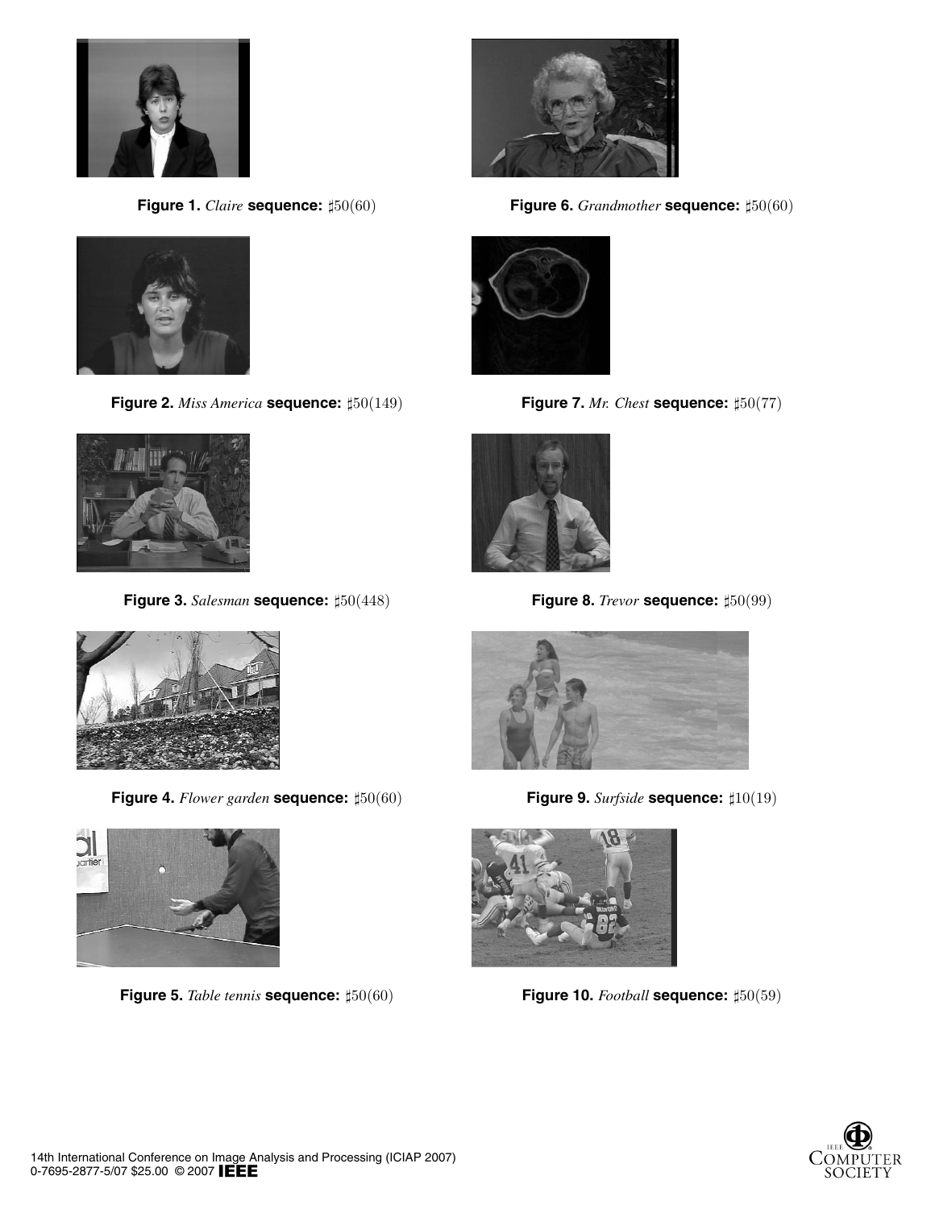**Figure 1.** *Claire* **sequence:** $\sharp 50(60)$

**Figure 2.** *Miss America* **sequence:** $\sharp 50(149)$

**Figure 3.** *Salesman* **sequence:** $\sharp 50(448)$

**Figure 4.** *Flower garden* **sequence:** $\sharp 50(60)$

**Figure 5.** *Table tennis* **sequence:** $\sharp 50(60)$

**Figure 6.** *Grandmother* **sequence:** $\sharp 50(60)$

**Figure 7.** *Mr. Chest* **sequence:** $\sharp 50(77)$

**Figure 8.** *Trevor* **sequence:** $\sharp 50(99)$

**Figure 9.** *Surfside* **sequence:** $\sharp 10(19)$

**Figure 10.** *Football* **sequence:** $\sharp 50(59)$